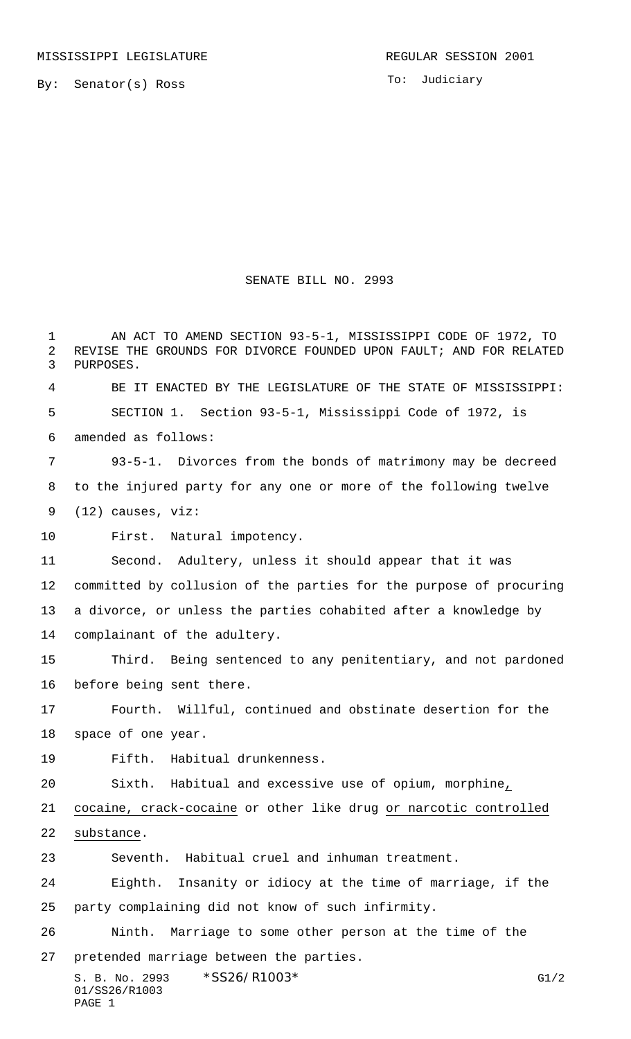MISSISSIPPI LEGISLATURE

REGULAR SESSION 2001

By: Senator(s) Ross

To: Judiciary

# SENATE BILL NO. 2993

AN ACT TO AMEND SECTION 93-5-1, MISSISSIPPI CODE OF 1972, TO REVISE THE GROUNDS FOR DIVORCE FOUNDED UPON FAULT; AND FOR RELATED PURPOSES.

BE IT ENACTED BY THE LEGISLATURE OF THE STATE OF MISSISSIPPI:

SECTION 1. Section 93-5-1, Mississippi Code of 1972, is amended as follows:

93-5-1. Divorces from the bonds of matrimony may be decreed to the injured party for any one or more of the following twelve (12) causes, viz:

First. Natural impotency.

Second. Adultery, unless it should appear that it was committed by collusion of the parties for the purpose of procuring a divorce, or unless the parties cohabited after a knowledge by complainant of the adultery.

Third. Being sentenced to any penitentiary, and not pardoned before being sent there.

Fourth. Willful, continued and obstinate desertion for the space of one year.

Fifth. Habitual drunkenness.

Sixth. Habitual and excessive use of opium, morphine, cocaine, crack-cocaine or other like drug or narcotic controlled substance.

Seventh. Habitual cruel and inhuman treatment.

Eighth. Insanity or idiocy at the time of marriage, if the party complaining did not know of such infirmity.

Ninth. Marriage to some other person at the time of the pretended marriage between the parties.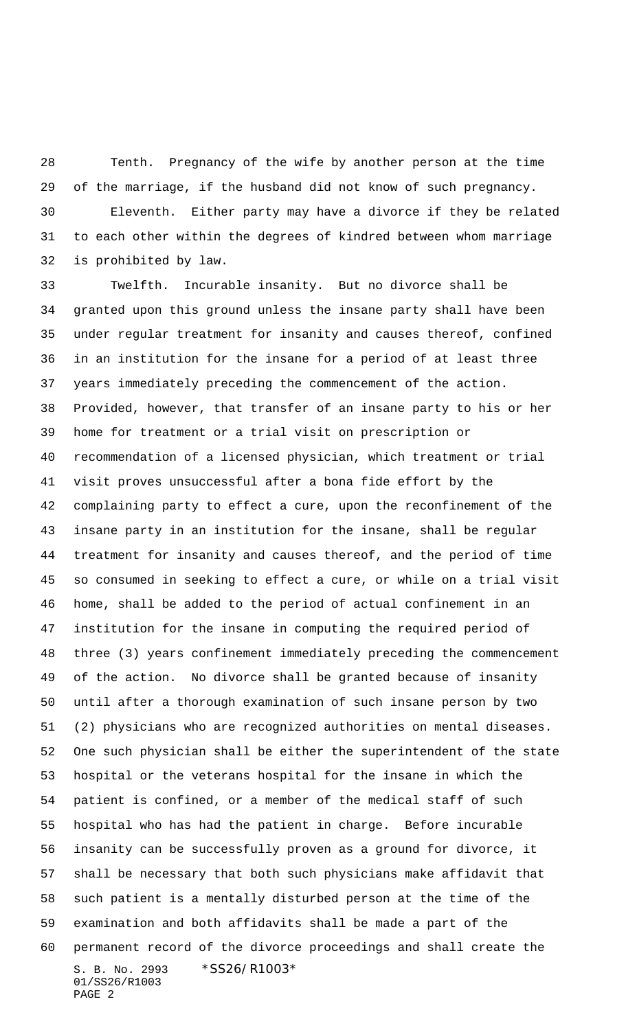Tenth. Pregnancy of the wife by another person at the time of the marriage, if the husband did not know of such pregnancy.

Eleventh. Either party may have a divorce if they be related to each other within the degrees of kindred between whom marriage is prohibited by law.

Twelfth. Incurable insanity. But no divorce shall be granted upon this ground unless the insane party shall have been under regular treatment for insanity and causes thereof, confined in an institution for the insane for a period of at least three years immediately preceding the commencement of the action. Provided, however, that transfer of an insane party to his or her home for treatment or a trial visit on prescription or recommendation of a licensed physician, which treatment or trial visit proves unsuccessful after a bona fide effort by the complaining party to effect a cure, upon the reconfinement of the insane party in an institution for the insane, shall be regular treatment for insanity and causes thereof, and the period of time so consumed in seeking to effect a cure, or while on a trial visit home, shall be added to the period of actual confinement in an institution for the insane in computing the required period of three (3) years confinement immediately preceding the commencement of the action. No divorce shall be granted because of insanity until after a thorough examination of such insane person by two (2) physicians who are recognized authorities on mental diseases. One such physician shall be either the superintendent of the state hospital or the veterans hospital for the insane in which the patient is confined, or a member of the medical staff of such hospital who has had the patient in charge. Before incurable insanity can be successfully proven as a ground for divorce, it shall be necessary that both such physicians make affidavit that such patient is a mentally disturbed person at the time of the examination and both affidavits shall be made a part of the permanent record of the divorce proceedings and shall create the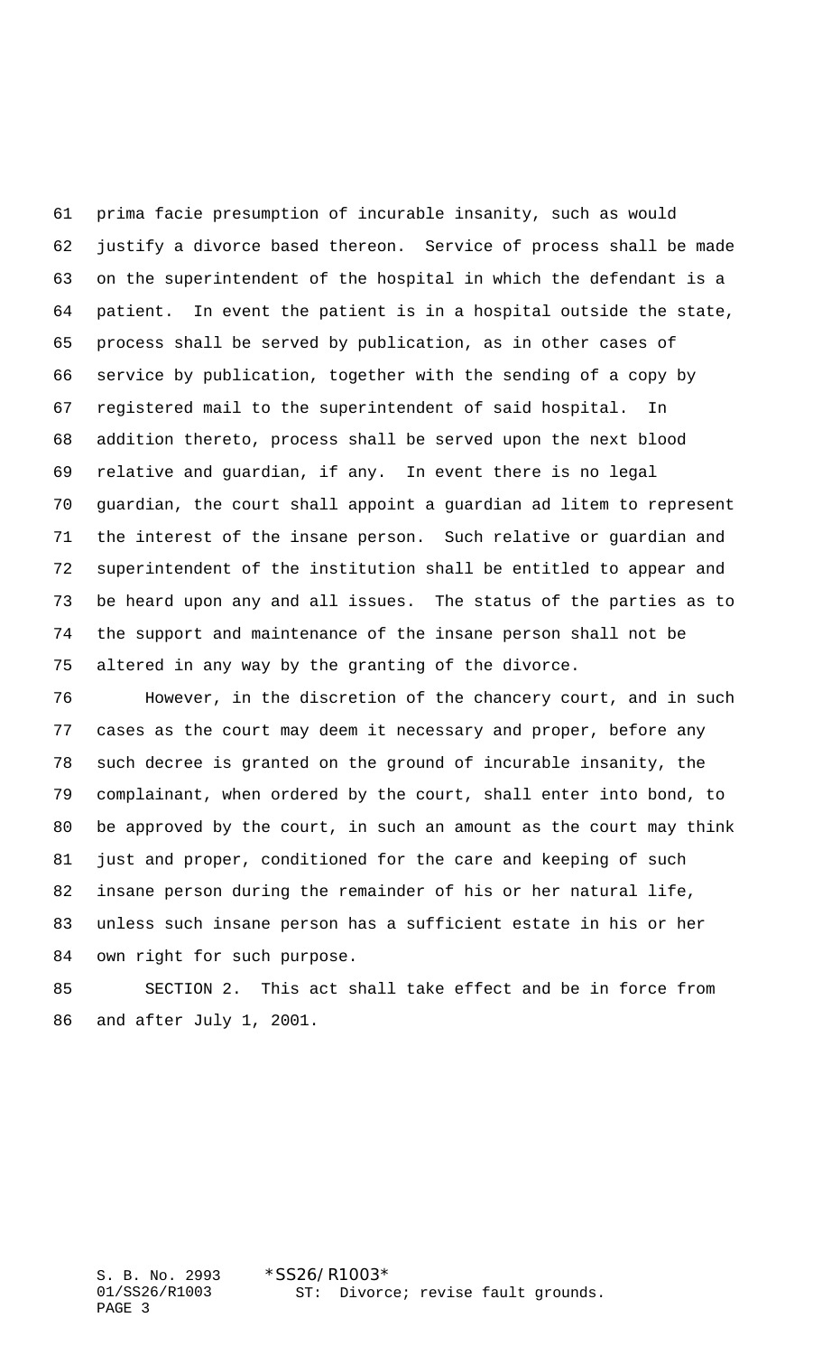prima facie presumption of incurable insanity, such as would justify a divorce based thereon. Service of process shall be made on the superintendent of the hospital in which the defendant is a patient. In event the patient is in a hospital outside the state, process shall be served by publication, as in other cases of service by publication, together with the sending of a copy by registered mail to the superintendent of said hospital. In addition thereto, process shall be served upon the next blood relative and guardian, if any. In event there is no legal guardian, the court shall appoint a guardian ad litem to represent the interest of the insane person. Such relative or guardian and superintendent of the institution shall be entitled to appear and be heard upon any and all issues. The status of the parties as to the support and maintenance of the insane person shall not be altered in any way by the granting of the divorce.

However, in the discretion of the chancery court, and in such cases as the court may deem it necessary and proper, before any such decree is granted on the ground of incurable insanity, the complainant, when ordered by the court, shall enter into bond, to be approved by the court, in such an amount as the court may think just and proper, conditioned for the care and keeping of such insane person during the remainder of his or her natural life, unless such insane person has a sufficient estate in his or her own right for such purpose.

SECTION 2. This act shall take effect and be in force from and after July 1, 2001.